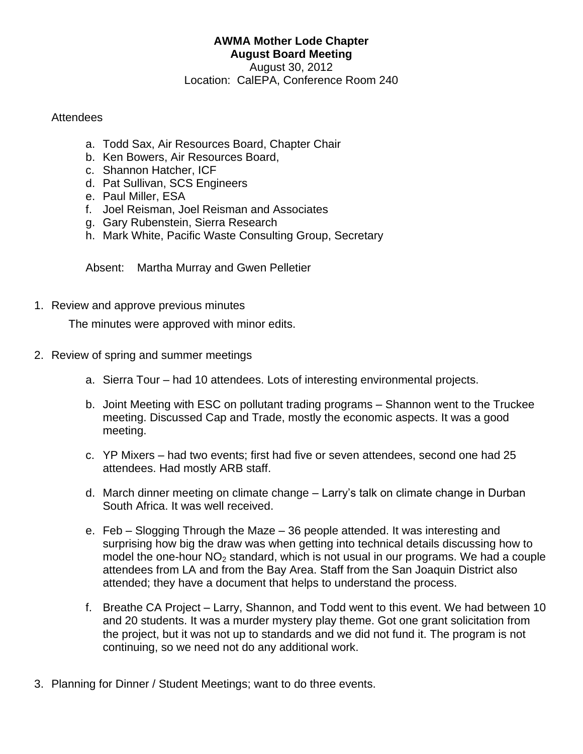**AWMA Mother Lode Chapter**
**August Board Meeting**
August 30, 2012
Location: CalEPA, Conference Room 240

Attendees

a. Todd Sax, Air Resources Board, Chapter Chair
b. Ken Bowers, Air Resources Board,
c. Shannon Hatcher, ICF
d. Pat Sullivan, SCS Engineers
e. Paul Miller, ESA
f. Joel Reisman, Joel Reisman and Associates
g. Gary Rubenstein, Sierra Research
h. Mark White, Pacific Waste Consulting Group, Secretary

Absent: Martha Murray and Gwen Pelletier

1. Review and approve previous minutes

   The minutes were approved with minor edits.

2. Review of spring and summer meetings

   a. Sierra Tour – had 10 attendees. Lots of interesting environmental projects.

   b. Joint Meeting with ESC on pollutant trading programs – Shannon went to the Truckee meeting. Discussed Cap and Trade, mostly the economic aspects. It was a good meeting.

   c. YP Mixers – had two events; first had five or seven attendees, second one had 25 attendees. Had mostly ARB staff.

   d. March dinner meeting on climate change – Larry's talk on climate change in Durban South Africa. It was well received.

   e. Feb – Slogging Through the Maze – 36 people attended. It was interesting and surprising how big the draw was when getting into technical details discussing how to model the one-hour $NO_2$ standard, which is not usual in our programs. We had a couple attendees from LA and from the Bay Area. Staff from the San Joaquin District also attended; they have a document that helps to understand the process.

   f. Breathe CA Project – Larry, Shannon, and Todd went to this event. We had between 10 and 20 students. It was a murder mystery play theme. Got one grant solicitation from the project, but it was not up to standards and we did not fund it. The program is not continuing, so we need not do any additional work.

3. Planning for Dinner / Student Meetings; want to do three events.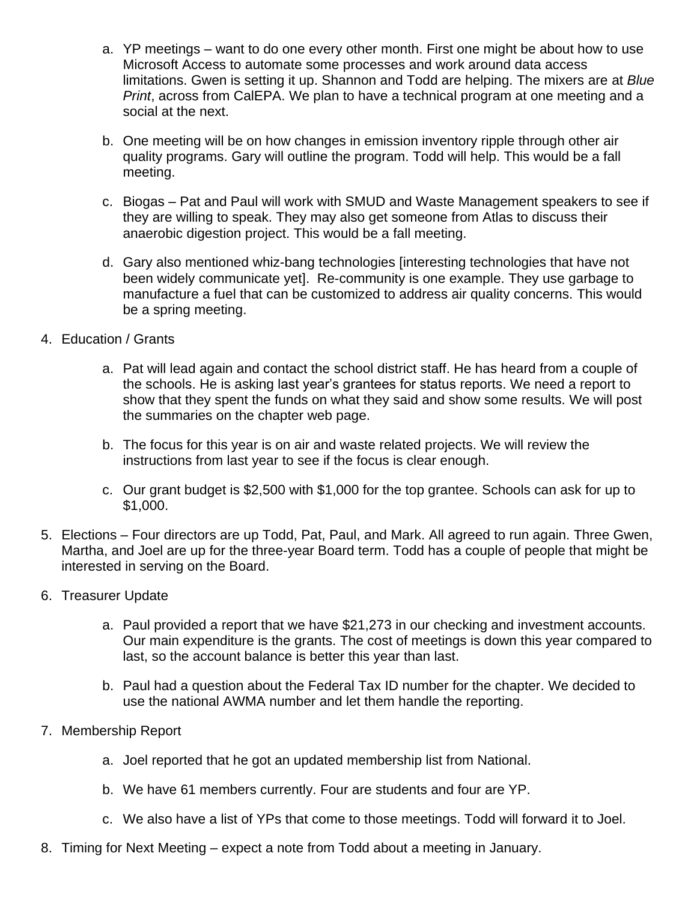a. YP meetings – want to do one every other month. First one might be about how to use Microsoft Access to automate some processes and work around data access limitations. Gwen is setting it up. Shannon and Todd are helping. The mixers are at *Blue Print*, across from CalEPA. We plan to have a technical program at one meeting and a social at the next.

b. One meeting will be on how changes in emission inventory ripple through other air quality programs. Gary will outline the program. Todd will help. This would be a fall meeting.

c. Biogas – Pat and Paul will work with SMUD and Waste Management speakers to see if they are willing to speak. They may also get someone from Atlas to discuss their anaerobic digestion project. This would be a fall meeting.

d. Gary also mentioned whiz-bang technologies [interesting technologies that have not been widely communicate yet]. Re-community is one example. They use garbage to manufacture a fuel that can be customized to address air quality concerns. This would be a spring meeting.

4. Education / Grants

   a. Pat will lead again and contact the school district staff. He has heard from a couple of the schools. He is asking last year's grantees for status reports. We need a report to show that they spent the funds on what they said and show some results. We will post the summaries on the chapter web page.

   b. The focus for this year is on air and waste related projects. We will review the instructions from last year to see if the focus is clear enough.

   c. Our grant budget is $2,500 with $1,000 for the top grantee. Schools can ask for up to $1,000.

5. Elections – Four directors are up Todd, Pat, Paul, and Mark. All agreed to run again. Three Gwen, Martha, and Joel are up for the three-year Board term. Todd has a couple of people that might be interested in serving on the Board.

6. Treasurer Update

   a. Paul provided a report that we have $21,273 in our checking and investment accounts. Our main expenditure is the grants. The cost of meetings is down this year compared to last, so the account balance is better this year than last.

   b. Paul had a question about the Federal Tax ID number for the chapter. We decided to use the national AWMA number and let them handle the reporting.

7. Membership Report

   a. Joel reported that he got an updated membership list from National.

   b. We have 61 members currently. Four are students and four are YP.

   c. We also have a list of YPs that come to those meetings. Todd will forward it to Joel.

8. Timing for Next Meeting – expect a note from Todd about a meeting in January.